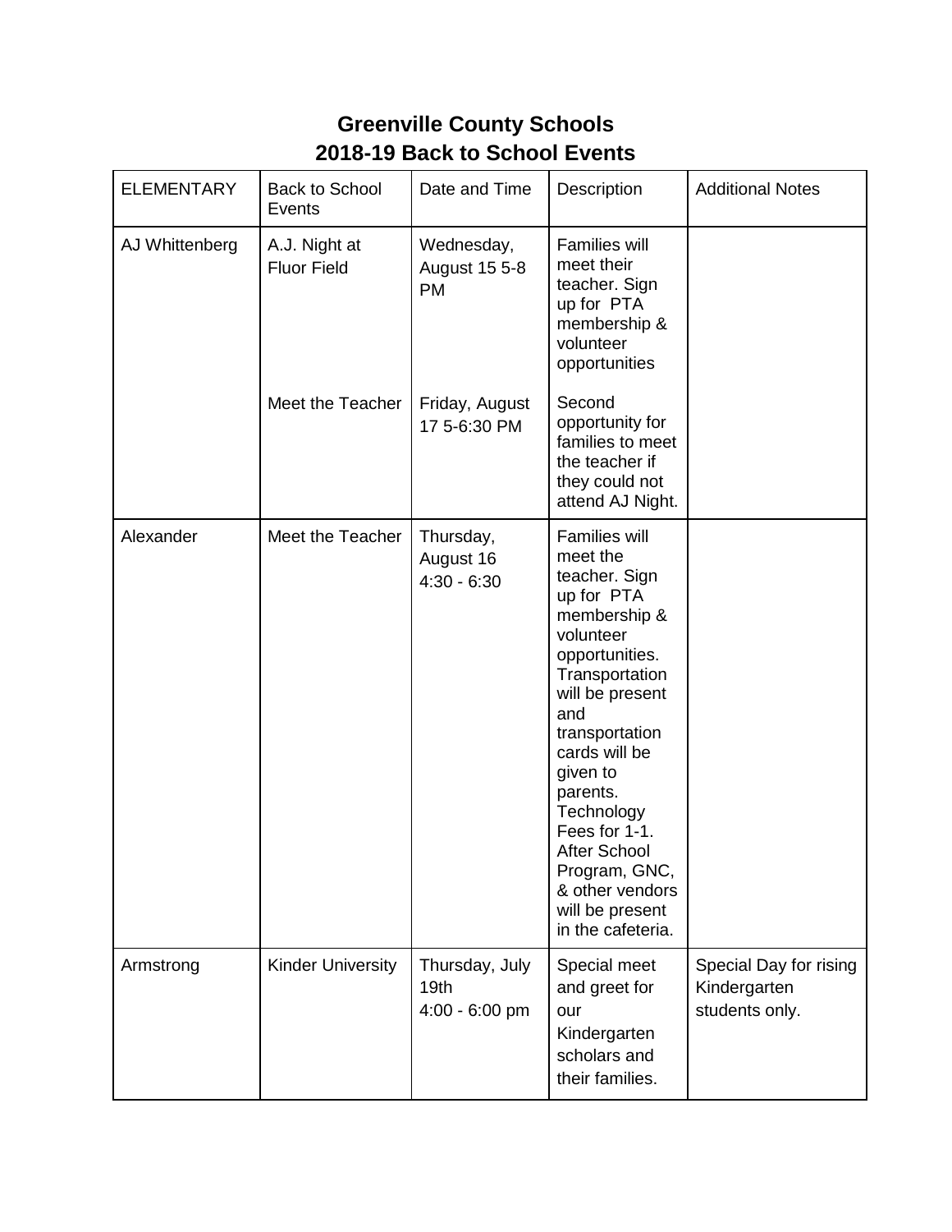# Greenville County Schools
# 2018-19 Back to School Events

| ELEMENTARY | Back to School Events | Date and Time | Description | Additional Notes |
|---|---|---|---|---|
| AJ Whittenberg | A.J. Night at Fluor Field | Wednesday, August 15 5-8 PM | Families will meet their teacher. Sign up for PTA membership & volunteer opportunities | |
| | Meet the Teacher | Friday, August 17 5-6:30 PM | Second opportunity for families to meet the teacher if they could not attend AJ Night. | |
| Alexander | Meet the Teacher | Thursday, August 16 4:30 - 6:30 | Families will meet the teacher. Sign up for PTA membership & volunteer opportunities. Transportation will be present and transportation cards will be given to parents. Technology Fees for 1-1. After School Program, GNC, & other vendors will be present in the cafeteria. | |
| Armstrong | Kinder University | Thursday, July 19th 4:00 - 6:00 pm | Special meet and greet for our Kindergarten scholars and their families. | Special Day for rising Kindergarten students only. |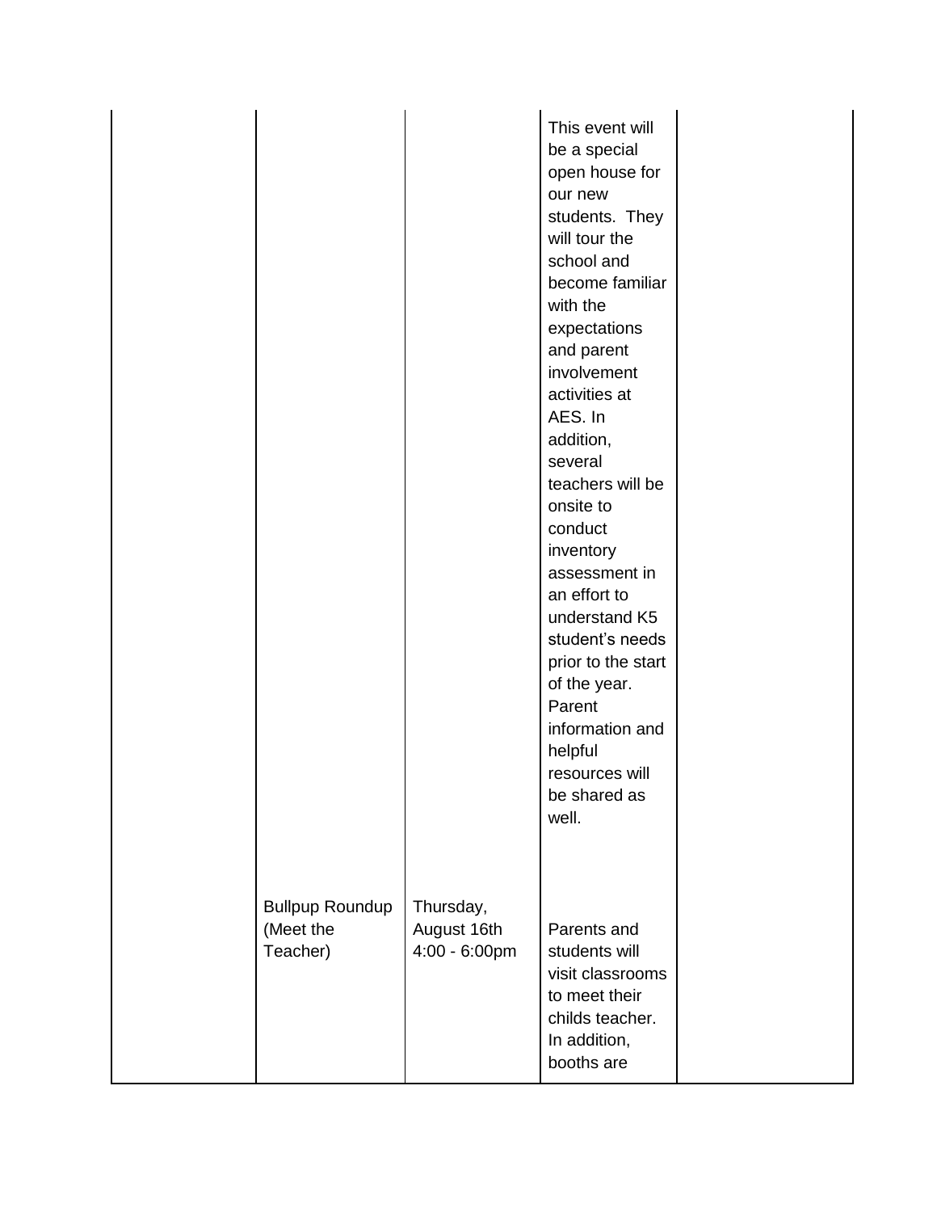|  |  |  | This event will be a special open house for our new students. They will tour the school and become familiar with the expectations and parent involvement activities at AES. In addition, several teachers will be onsite to conduct inventory assessment in an effort to understand K5 student's needs prior to the start of the year. Parent information and helpful resources will be shared as well. |  |
| --- | --- | --- | --- | --- |
|  | Bullpup Roundup (Meet the Teacher) | Thursday, August 16th 4:00 - 6:00pm | Parents and students will visit classrooms to meet their childs teacher. In addition, booths are |  |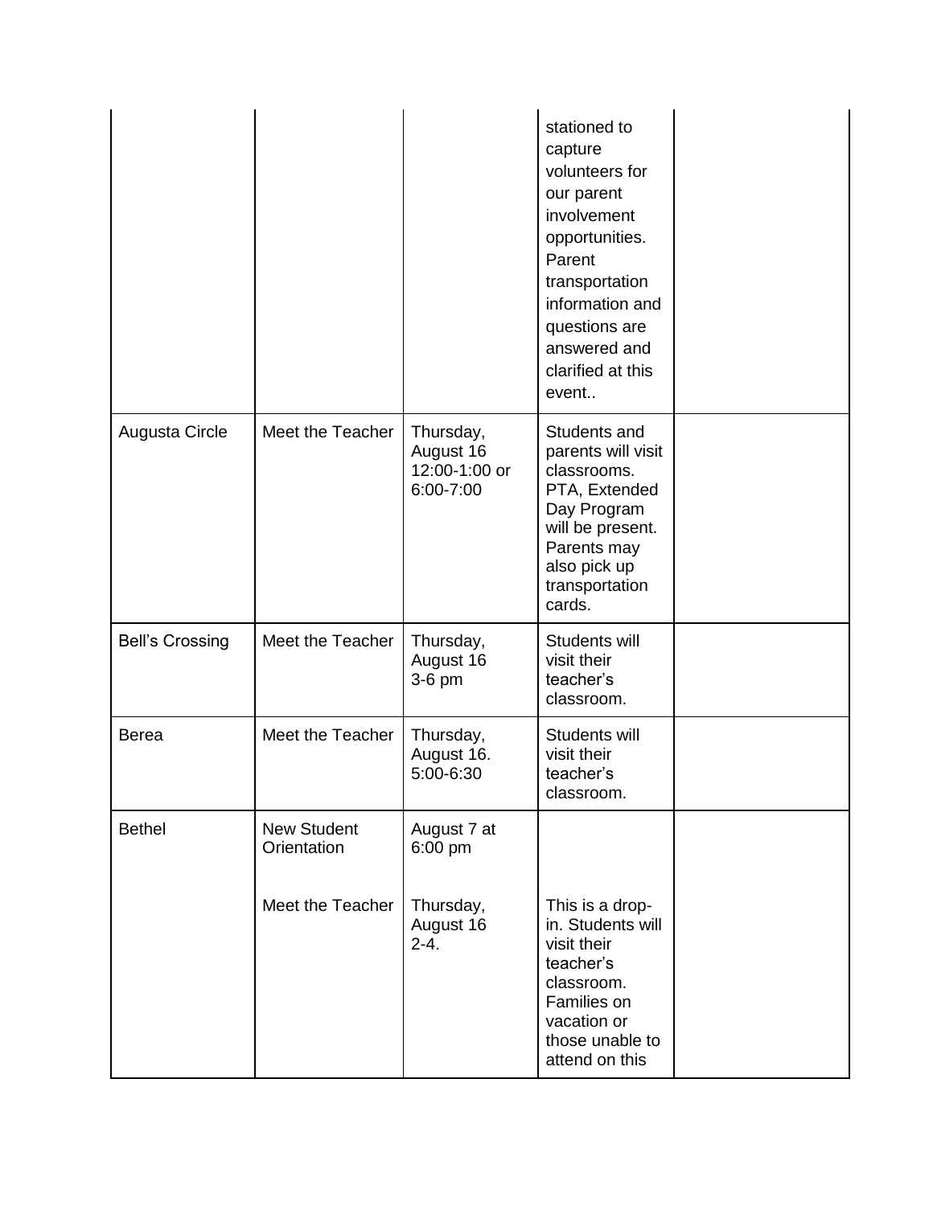| | | | | |
|---|---|---|---|---|
| | | | stationed to capture volunteers for our parent involvement opportunities. Parent transportation information and questions are answered and clarified at this event.. | |
| Augusta Circle | Meet the Teacher | Thursday, August 16 12:00-1:00 or 6:00-7:00 | Students and parents will visit classrooms. PTA, Extended Day Program will be present. Parents may also pick up transportation cards. | |
| Bell's Crossing | Meet the Teacher | Thursday, August 16 3-6 pm | Students will visit their teacher's classroom. | |
| Berea | Meet the Teacher | Thursday, August 16. 5:00-6:30 | Students will visit their teacher's classroom. | |
| Bethel | New Student Orientation<br><br>Meet the Teacher | August 7 at 6:00 pm<br><br>Thursday, August 16 2-4. | <br><br>This is a drop-in. Students will visit their teacher's classroom. Families on vacation or those unable to attend on this | |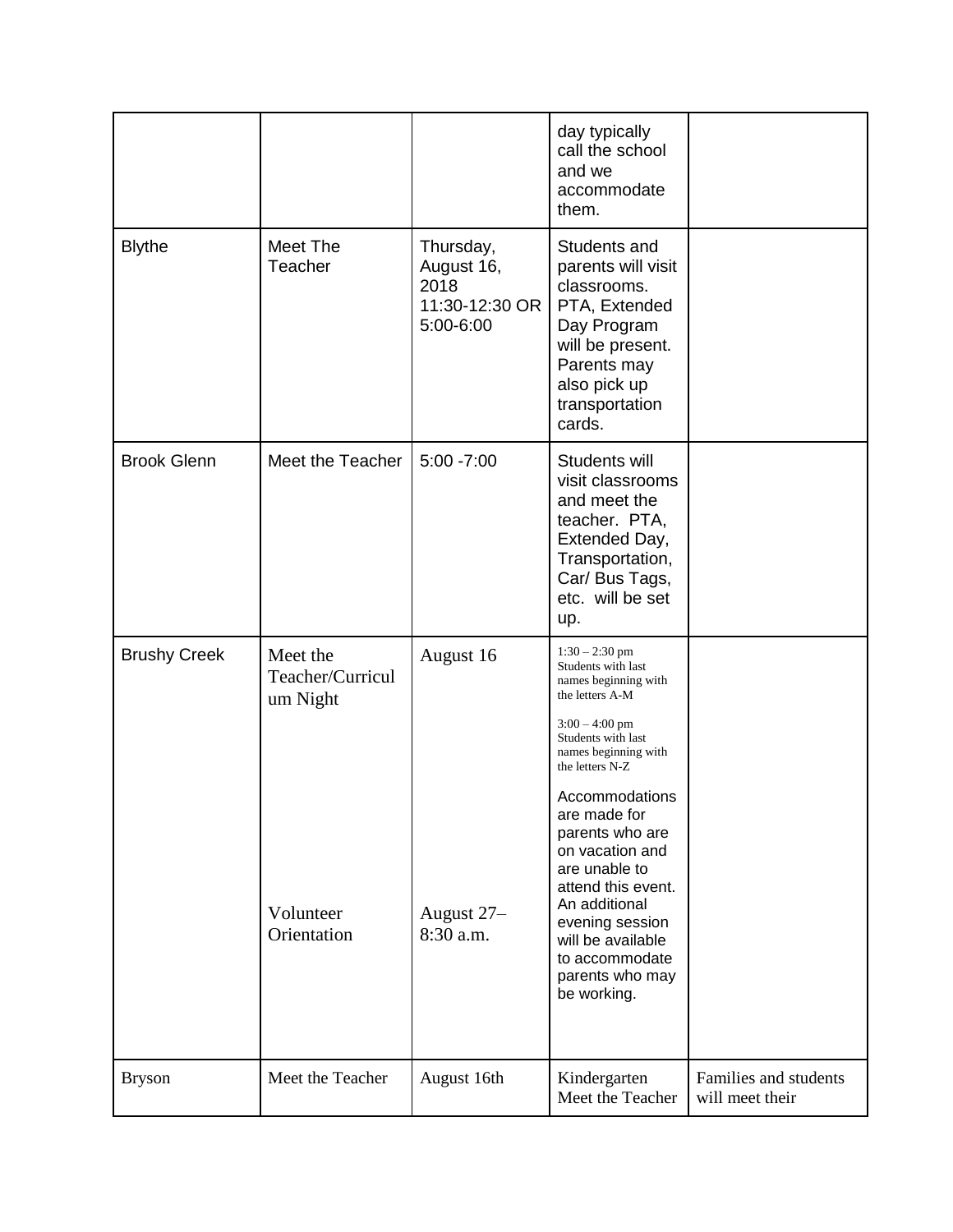| | | | | |
|---|---|---|---|---|
| | | | day typically call the school and we accommodate them. | |
| Blythe | Meet The Teacher | Thursday, August 16, 2018 11:30-12:30 OR 5:00-6:00 | Students and parents will visit classrooms. PTA, Extended Day Program will be present. Parents may also pick up transportation cards. | |
| Brook Glenn | Meet the Teacher | 5:00 -7:00 | Students will visit classrooms and meet the teacher. PTA, Extended Day, Transportation, Car/ Bus Tags, etc. will be set up. | |
| Brushy Creek | Meet the Teacher/Curriculum Night<br><br>Volunteer Orientation | August 16<br><br>August 27– 8:30 a.m. | 1:30 – 2:30 pm Students with last names beginning with the letters A-M<br><br>3:00 – 4:00 pm Students with last names beginning with the letters N-Z<br><br>Accommodations are made for parents who are on vacation and are unable to attend this event. An additional evening session will be available to accommodate parents who may be working. | |
| Bryson | Meet the Teacher | August 16th | Kindergarten Meet the Teacher | Families and students will meet their |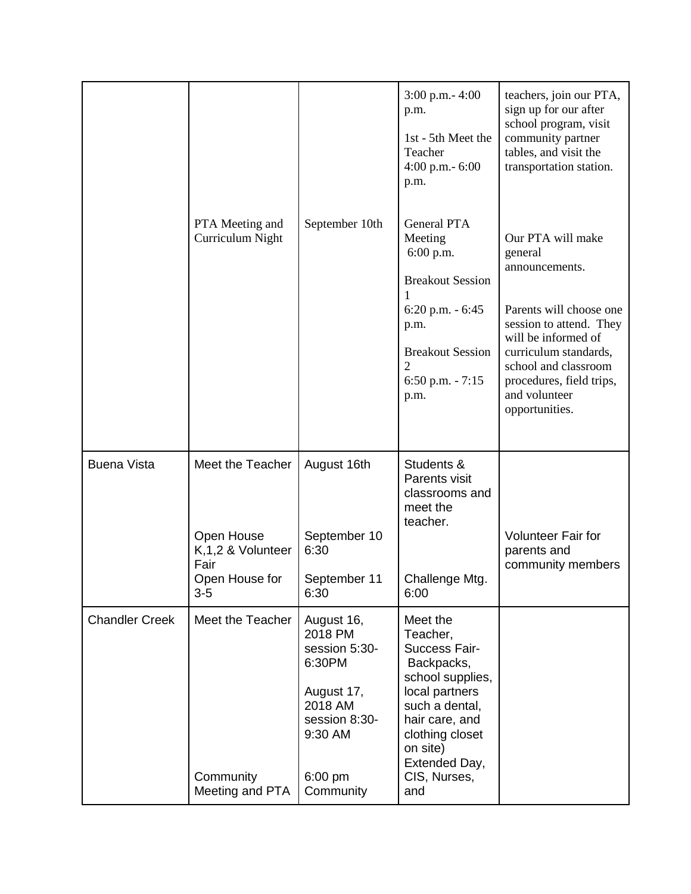|  |  |  |  |  |
|---|---|---|---|---|
|  |  |  | 3:00 p.m.- 4:00 p.m.<br><br>1st - 5th Meet the Teacher<br>4:00 p.m.- 6:00 p.m. | teachers, join our PTA, sign up for our after school program, visit community partner tables, and visit the transportation station. |
|  | PTA Meeting and Curriculum Night | September 10th | General PTA Meeting<br>6:00 p.m.<br><br>Breakout Session 1<br>6:20 p.m. - 6:45 p.m.<br><br>Breakout Session 2<br>6:50 p.m. - 7:15 p.m. | Our PTA will make general announcements.<br><br>Parents will choose one session to attend. They will be informed of curriculum standards, school and classroom procedures, field trips, and volunteer opportunities. |
| Buena Vista | Meet the Teacher<br><br>Open House K,1,2 & Volunteer Fair<br>Open House for 3-5 | August 16th<br><br>September 10 6:30<br><br>September 11 6:30 | Students & Parents visit classrooms and meet the teacher.<br><br>Challenge Mtg. 6:00 | Volunteer Fair for parents and community members |
| Chandler Creek | Meet the Teacher<br><br>Community Meeting and PTA | August 16, 2018 PM session 5:30-6:30PM<br><br>August 17, 2018 AM session 8:30-9:30 AM<br><br>6:00 pm Community | Meet the Teacher, Success Fair- Backpacks, school supplies, local partners such a dental, hair care, and clothing closet on site) Extended Day, CIS, Nurses, and |  |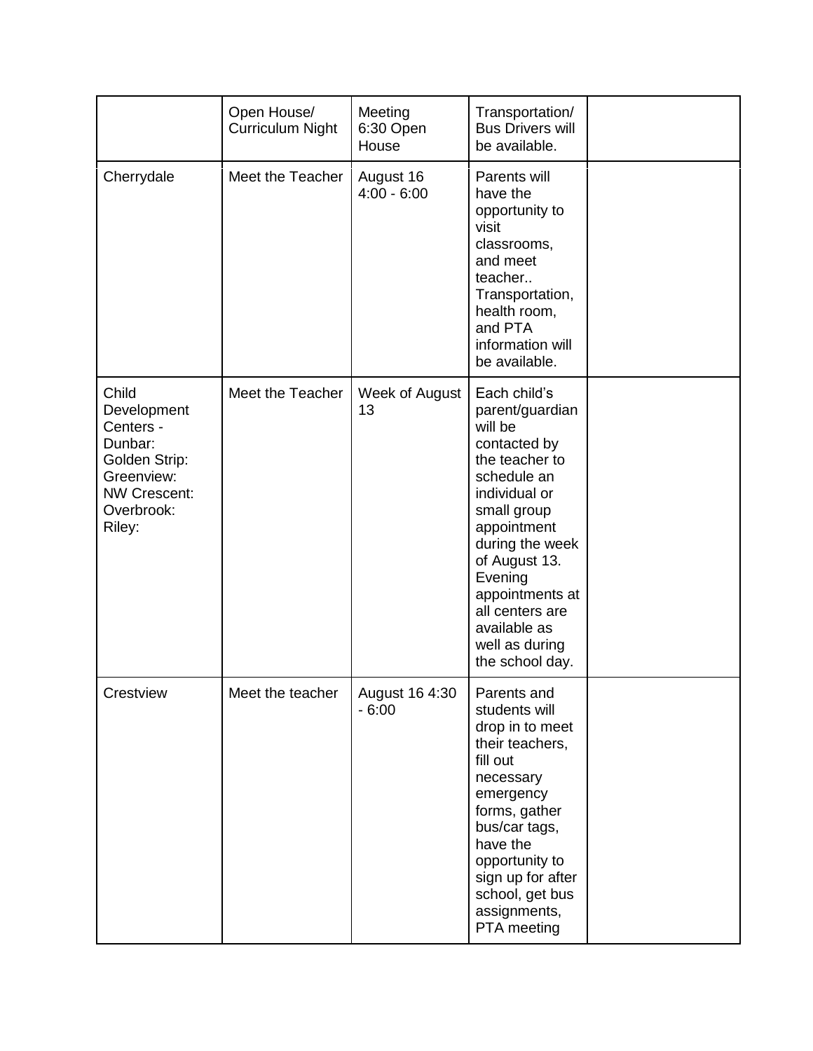| | Open House/ Curriculum Night | Meeting 6:30 Open House | Transportation/ Bus Drivers will be available. | |
|---|---|---|---|---|
| Cherrydale | Meet the Teacher | August 16 4:00 - 6:00 | Parents will have the opportunity to visit classrooms, and meet teacher.. Transportation, health room, and PTA information will be available. | |
| Child Development Centers - Dunbar: Golden Strip: Greenview: NW Crescent: Overbrook: Riley: | Meet the Teacher | Week of August 13 | Each child's parent/guardian will be contacted by the teacher to schedule an individual or small group appointment during the week of August 13. Evening appointments at all centers are available as well as during the school day. | |
| Crestview | Meet the teacher | August 16 4:30 - 6:00 | Parents and students will drop in to meet their teachers, fill out necessary emergency forms, gather bus/car tags, have the opportunity to sign up for after school, get bus assignments, PTA meeting | |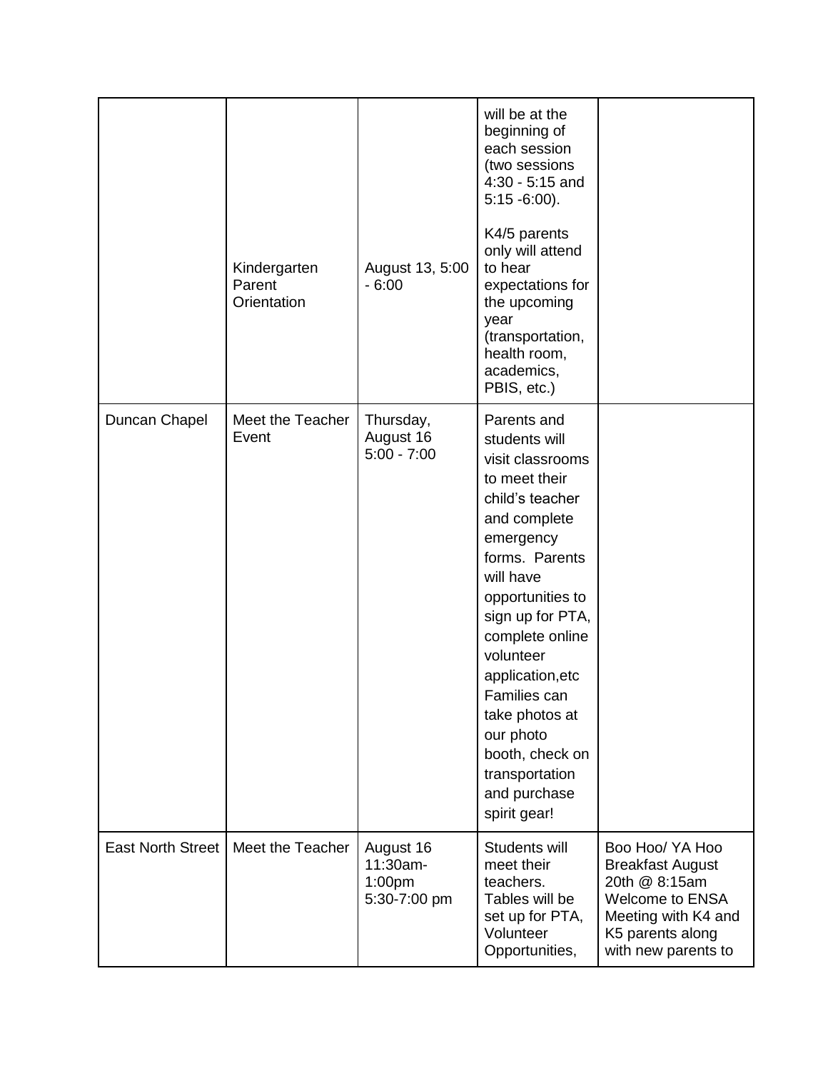| | | | | |
|---|---|---|---|---|
| | Kindergarten Parent Orientation | August 13, 5:00 - 6:00 | will be at the beginning of each session (two sessions 4:30 - 5:15 and 5:15 -6:00).<br><br>K4/5 parents only will attend to hear expectations for the upcoming year (transportation, health room, academics, PBIS, etc.) | |
| Duncan Chapel | Meet the Teacher Event | Thursday, August 16 5:00 - 7:00 | Parents and students will visit classrooms to meet their child's teacher and complete emergency forms. Parents will have opportunities to sign up for PTA, complete online volunteer application,etc Families can take photos at our photo booth, check on transportation and purchase spirit gear! | |
| East North Street | Meet the Teacher | August 16 11:30am-1:00pm 5:30-7:00 pm | Students will meet their teachers. Tables will be set up for PTA, Volunteer Opportunities, | Boo Hoo/ YA Hoo Breakfast August 20th @ 8:15am Welcome to ENSA Meeting with K4 and K5 parents along with new parents to |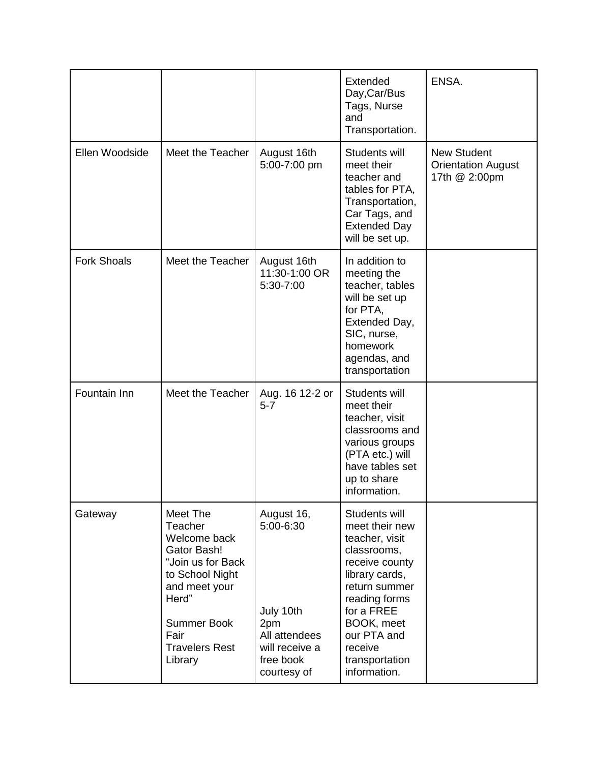| | | | | |
|---|---|---|---|---|
| | | | Extended Day,Car/Bus Tags, Nurse and Transportation. | ENSA. |
| Ellen Woodside | Meet the Teacher | August 16th 5:00-7:00 pm | Students will meet their teacher and tables for PTA, Transportation, Car Tags, and Extended Day will be set up. | New Student Orientation August 17th @ 2:00pm |
| Fork Shoals | Meet the Teacher | August 16th 11:30-1:00 OR 5:30-7:00 | In addition to meeting the teacher, tables will be set up for PTA, Extended Day, SIC, nurse, homework agendas, and transportation | |
| Fountain Inn | Meet the Teacher | Aug. 16 12-2 or 5-7 | Students will meet their teacher, visit classrooms and various groups (PTA etc.) will have tables set up to share information. | |
| Gateway | Meet The Teacher Welcome back Gator Bash! "Join us for Back to School Night and meet your Herd"<br><br>Summer Book Fair Travelers Rest Library | August 16, 5:00-6:30<br><br>July 10th 2pm All attendees will receive a free book courtesy of | Students will meet their new teacher, visit classrooms, receive county library cards, return summer reading forms for a FREE BOOK, meet our PTA and receive transportation information. | |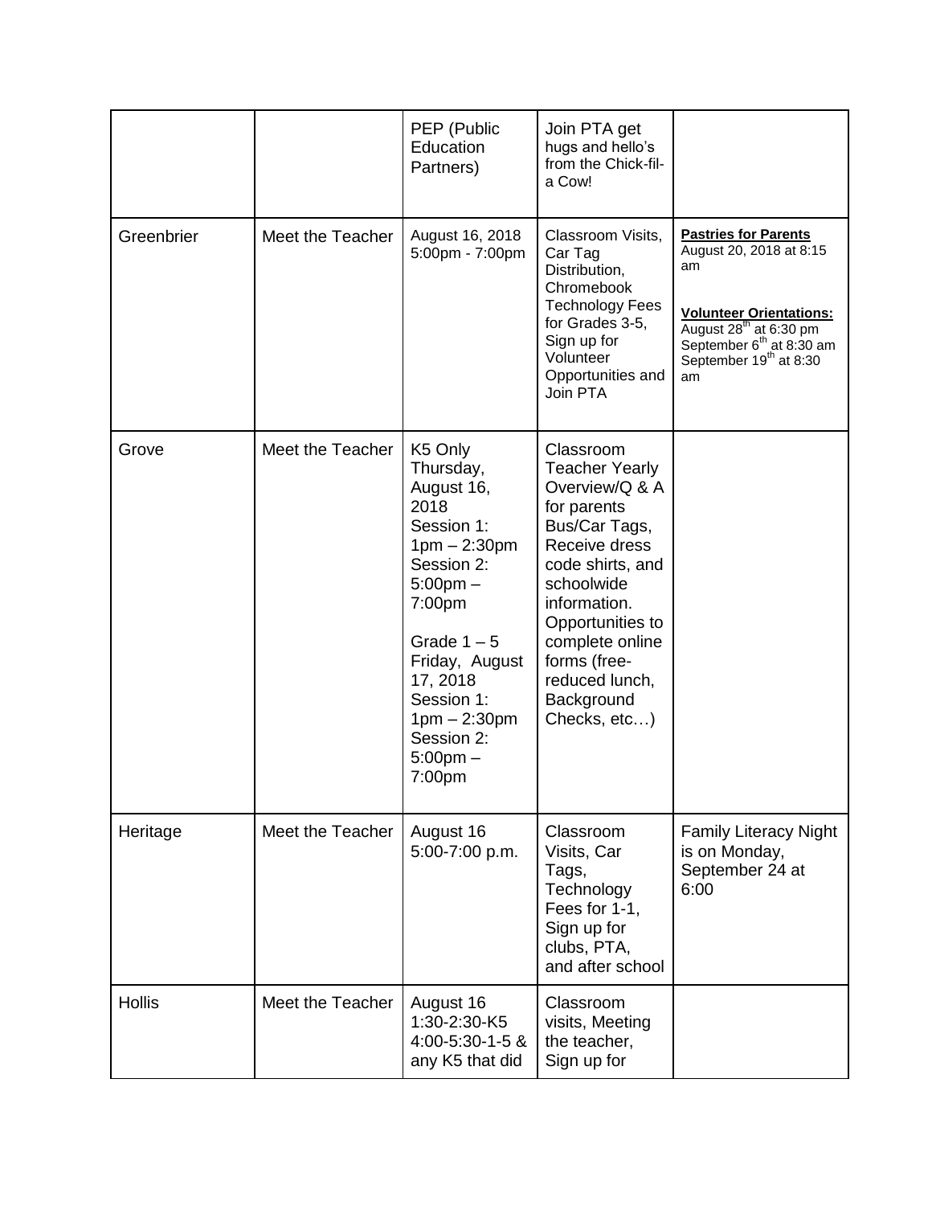| | | PEP (Public Education Partners) | Join PTA get hugs and hello's from the Chick-fil-a Cow! | |
|---|---|---|---|---|
| Greenbrier | Meet the Teacher | August 16, 2018 5:00pm - 7:00pm | Classroom Visits, Car Tag Distribution, Chromebook Technology Fees for Grades 3-5, Sign up for Volunteer Opportunities and Join PTA | **Pastries for Parents** August 20, 2018 at 8:15 am<br><br>**Volunteer Orientations:** August 28th at 6:30 pm September 6th at 8:30 am September 19th at 8:30 am |
| Grove | Meet the Teacher | K5 Only Thursday, August 16, 2018 Session 1: 1pm – 2:30pm Session 2: 5:00pm – 7:00pm<br><br>Grade 1 – 5 Friday, August 17, 2018 Session 1: 1pm – 2:30pm Session 2: 5:00pm – 7:00pm | Classroom Teacher Yearly Overview/Q & A for parents Bus/Car Tags, Receive dress code shirts, and schoolwide information. Opportunities to complete online forms (free-reduced lunch, Background Checks, etc…) | |
| Heritage | Meet the Teacher | August 16 5:00-7:00 p.m. | Classroom Visits, Car Tags, Technology Fees for 1-1, Sign up for clubs, PTA, and after school | Family Literacy Night is on Monday, September 24 at 6:00 |
| Hollis | Meet the Teacher | August 16 1:30-2:30-K5 4:00-5:30-1-5 & any K5 that did | Classroom visits, Meeting the teacher, Sign up for | |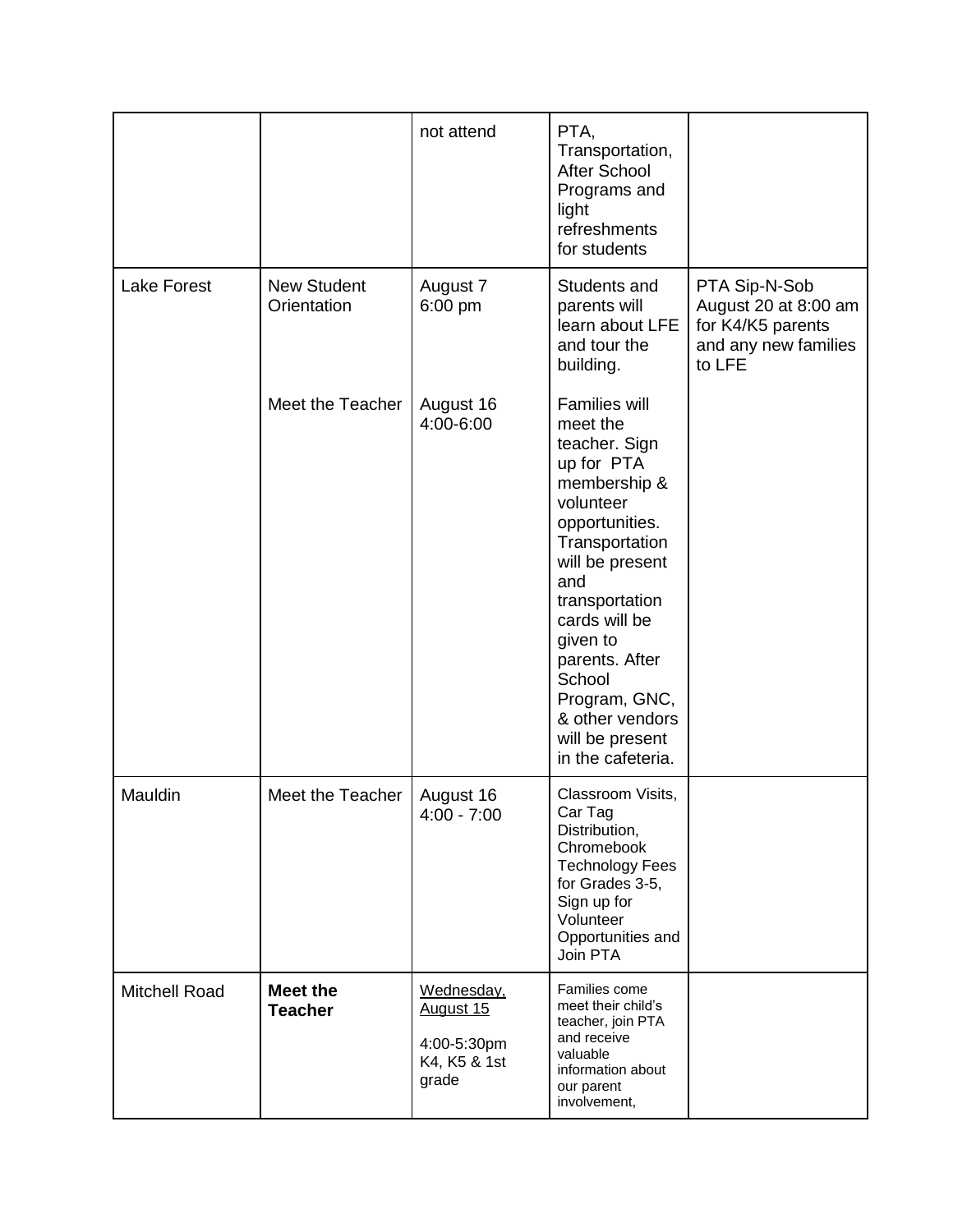| | | not attend | PTA, Transportation, After School Programs and light refreshments for students | |
|---|---|---|---|---|
| Lake Forest | New Student Orientation<br><br>Meet the Teacher | August 7 6:00 pm<br><br>August 16 4:00-6:00 | Students and parents will learn about LFE and tour the building.<br><br>Families will meet the teacher. Sign up for PTA membership & volunteer opportunities. Transportation will be present and transportation cards will be given to parents. After School Program, GNC, & other vendors will be present in the cafeteria. | PTA Sip-N-Sob August 20 at 8:00 am for K4/K5 parents and any new families to LFE |
| Mauldin | Meet the Teacher | August 16 4:00 - 7:00 | Classroom Visits, Car Tag Distribution, Chromebook Technology Fees for Grades 3-5, Sign up for Volunteer Opportunities and Join PTA | |
| Mitchell Road | **Meet the Teacher** | <u>Wednesday, August 15</u><br><br>4:00-5:30pm K4, K5 & 1st grade | Families come meet their child's teacher, join PTA and receive valuable information about our parent involvement, | |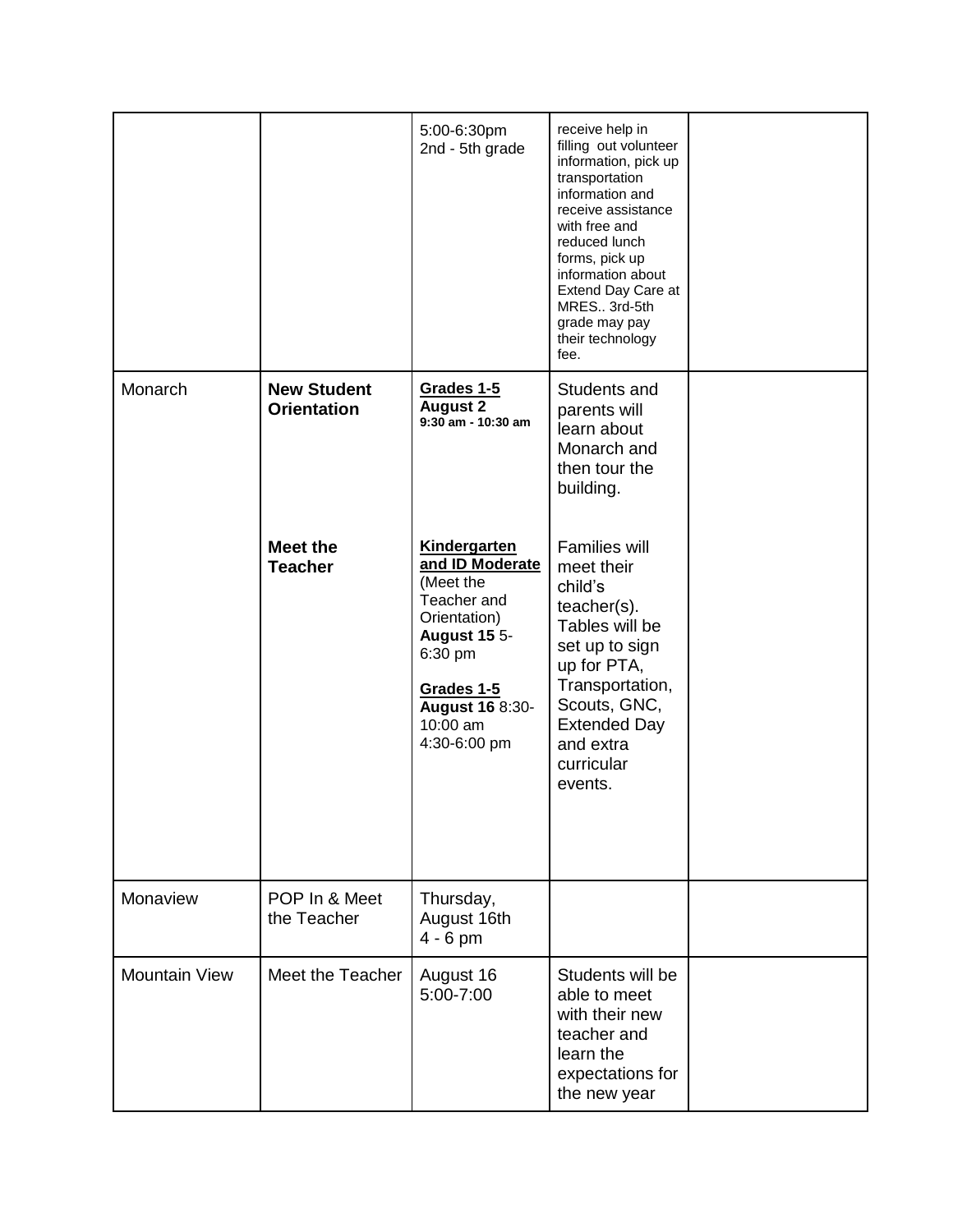| | | | | |
|---|---|---|---|---|
| | | 5:00-6:30pm 2nd - 5th grade | receive help in filling out volunteer information, pick up transportation information and receive assistance with free and reduced lunch forms, pick up information about Extend Day Care at MRES.. 3rd-5th grade may pay their technology fee. | |
| Monarch | **New Student Orientation**<br><br>**Meet the Teacher** | **Grades 1-5**<br>**August 2**<br>**9:30 am - 10:30 am**<br><br>**Kindergarten and ID Moderate** (Meet the Teacher and Orientation) **August 15** 5-6:30 pm<br><br>**Grades 1-5**<br>**August 16** 8:30-10:00 am 4:30-6:00 pm | Students and parents will learn about Monarch and then tour the building.<br><br>Families will meet their child's teacher(s). Tables will be set up to sign up for PTA, Transportation, Scouts, GNC, Extended Day and extra curricular events. | |
| Monaview | POP In & Meet the Teacher | Thursday, August 16th 4 - 6 pm | | |
| Mountain View | Meet the Teacher | August 16 5:00-7:00 | Students will be able to meet with their new teacher and learn the expectations for the new year | |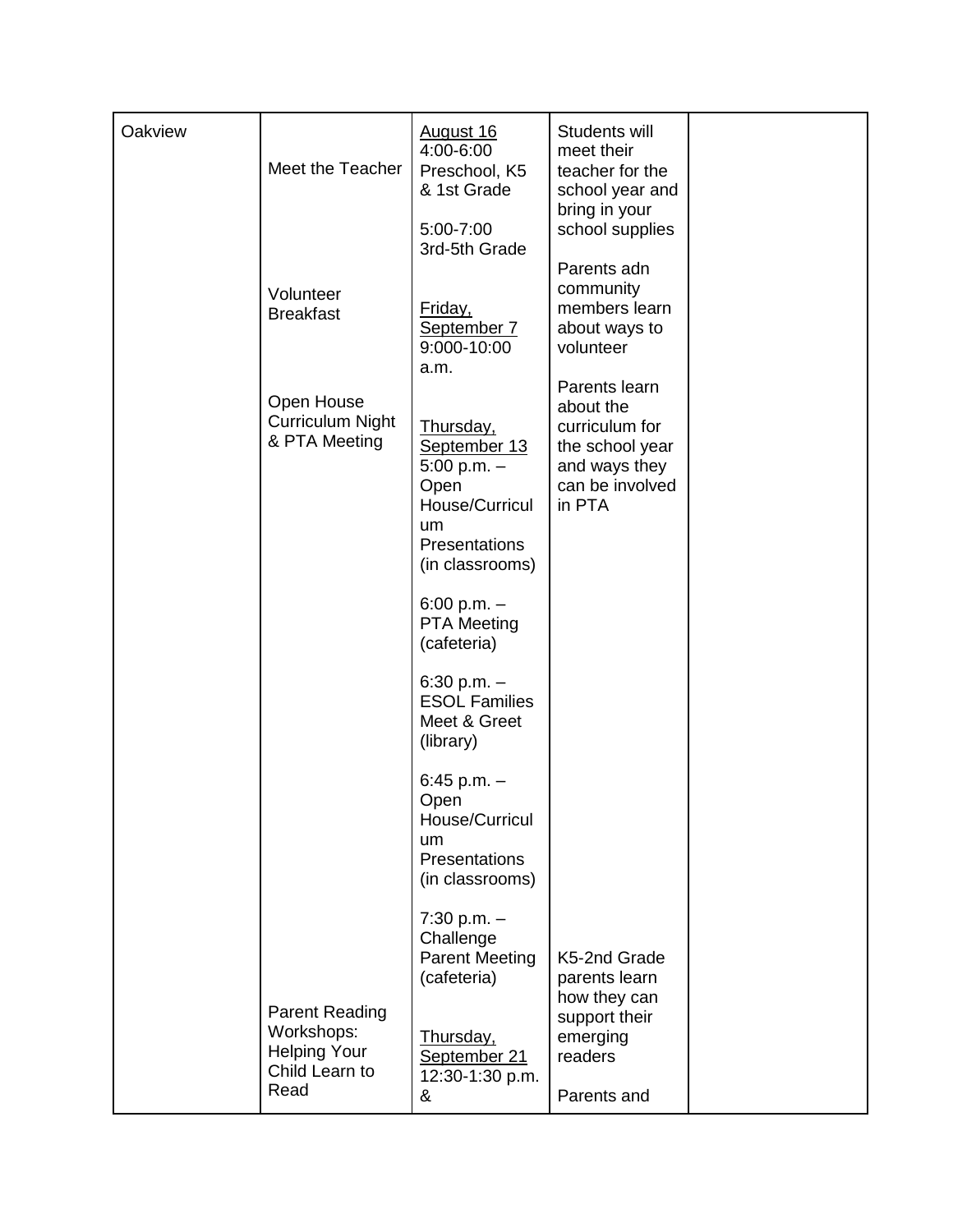| Oakview | Meet the Teacher<br><br>Volunteer Breakfast<br><br>Open House Curriculum Night & PTA Meeting<br><br>Parent Reading Workshops: Helping Your Child Learn to Read | August 16<br>4:00-6:00<br>Preschool, K5 & 1st Grade<br><br>5:00-7:00<br>3rd-5th Grade<br><br>Friday, September 7<br>9:000-10:00 a.m.<br><br>Thursday, September 13<br>5:00 p.m. – Open House/Curriculum Presentations (in classrooms)<br><br>6:00 p.m. – PTA Meeting (cafeteria)<br><br>6:30 p.m. – ESOL Families Meet & Greet (library)<br><br>6:45 p.m. – Open House/Curriculum Presentations (in classrooms)<br><br>7:30 p.m. – Challenge Parent Meeting (cafeteria)<br><br>Thursday, September 21<br>12:30-1:30 p.m. & | Students will meet their teacher for the school year and bring in your school supplies<br><br>Parents adn community members learn about ways to volunteer<br><br>Parents learn about the curriculum for the school year and ways they can be involved in PTA<br><br>K5-2nd Grade parents learn how they can support their emerging readers<br><br>Parents and | |
|---|---|---|---|---|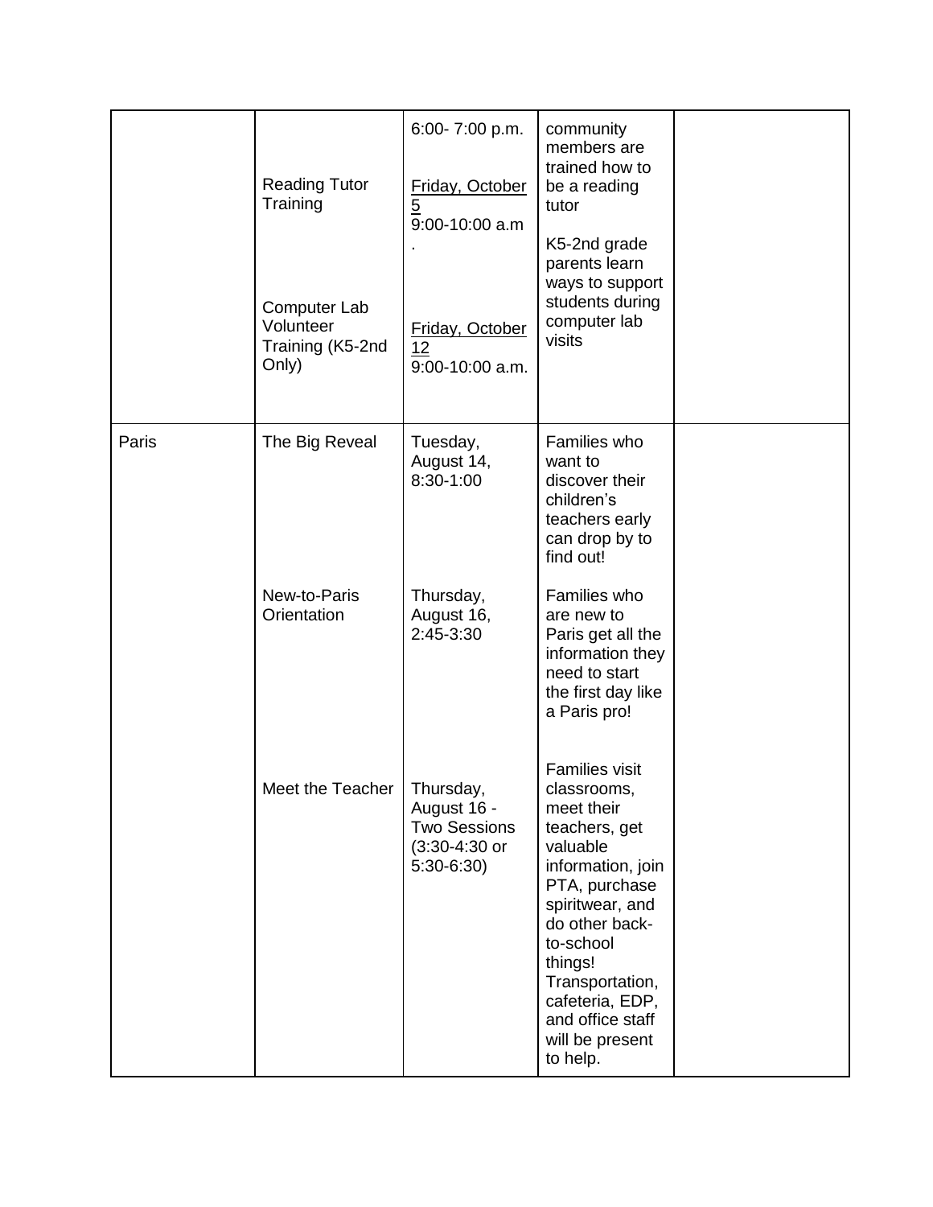| | | | | |
|---|---|---|---|---|
| | Reading Tutor Training<br><br>Computer Lab Volunteer Training (K5-2nd Only) | 6:00- 7:00 p.m.<br><br>Friday, October 5<br>9:00-10:00 a.m.<br><br>Friday, October 12<br>9:00-10:00 a.m. | community members are trained how to be a reading tutor<br><br>K5-2nd grade parents learn ways to support students during computer lab visits | |
| Paris | The Big Reveal<br><br>New-to-Paris Orientation<br><br>Meet the Teacher | Tuesday, August 14, 8:30-1:00<br><br>Thursday, August 16, 2:45-3:30<br><br>Thursday, August 16 - Two Sessions (3:30-4:30 or 5:30-6:30) | Families who want to discover their children's teachers early can drop by to find out!<br><br>Families who are new to Paris get all the information they need to start the first day like a Paris pro!<br><br>Families visit classrooms, meet their teachers, get valuable information, join PTA, purchase spiritwear, and do other back-to-school things! Transportation, cafeteria, EDP, and office staff will be present to help. | |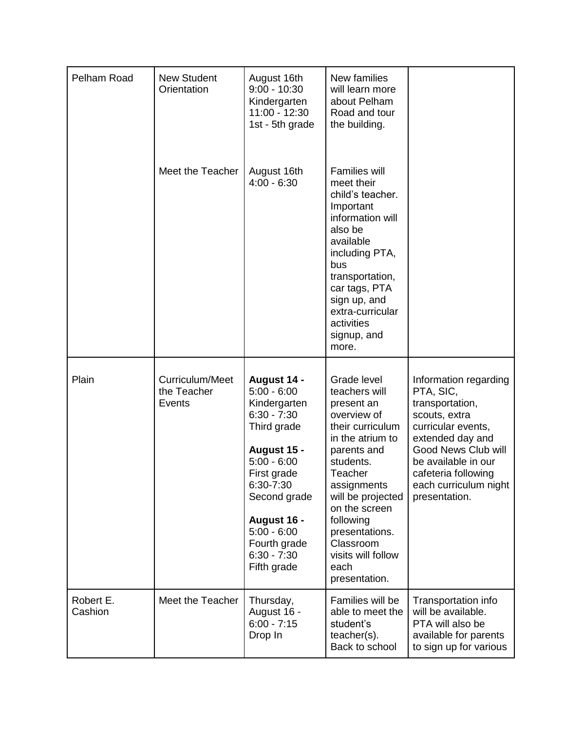| | | | | |
|---|---|---|---|---|
| Pelham Road | New Student Orientation | August 16th 9:00 - 10:30 Kindergarten 11:00 - 12:30 1st - 5th grade | New families will learn more about Pelham Road and tour the building. | |
| | Meet the Teacher | August 16th 4:00 - 6:30 | Families will meet their child's teacher. Important information will also be available including PTA, bus transportation, car tags, PTA sign up, and extra-curricular activities signup, and more. | |
| Plain | Curriculum/Meet the Teacher Events | **August 14 -** 5:00 - 6:00 Kindergarten 6:30 - 7:30 Third grade<br><br>**August 15 -** 5:00 - 6:00 First grade 6:30-7:30 Second grade<br><br>**August 16 -** 5:00 - 6:00 Fourth grade 6:30 - 7:30 Fifth grade | Grade level teachers will present an overview of their curriculum in the atrium to parents and students. Teacher assignments will be projected on the screen following presentations. Classroom visits will follow each presentation. | Information regarding PTA, SIC, transportation, scouts, extra curricular events, extended day and Good News Club will be available in our cafeteria following each curriculum night presentation. |
| Robert E. Cashion | Meet the Teacher | Thursday, August 16 - 6:00 - 7:15 Drop In | Families will be able to meet the student's teacher(s). Back to school | Transportation info will be available. PTA will also be available for parents to sign up for various |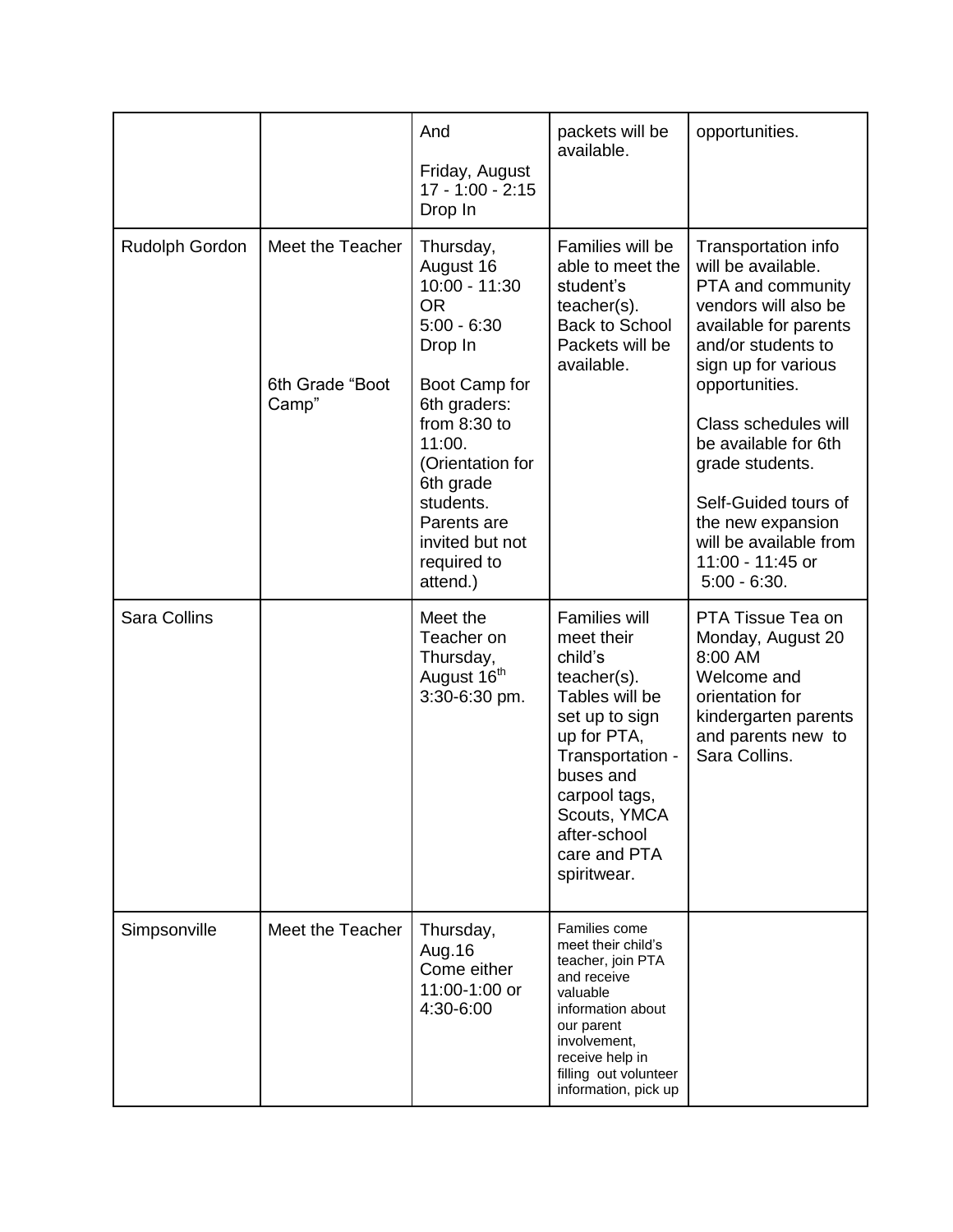| | | And<br><br>Friday, August 17 - 1:00 - 2:15 Drop In | packets will be available. | opportunities. |
|---|---|---|---|---|
| Rudolph Gordon | Meet the Teacher<br><br>6th Grade "Boot Camp" | Thursday, August 16 10:00 - 11:30 OR 5:00 - 6:30 Drop In<br><br>Boot Camp for 6th graders: from 8:30 to 11:00. (Orientation for 6th grade students. Parents are invited but not required to attend.) | Families will be able to meet the student's teacher(s). Back to School Packets will be available. | Transportation info will be available. PTA and community vendors will also be available for parents and/or students to sign up for various opportunities.<br><br>Class schedules will be available for 6th grade students.<br><br>Self-Guided tours of the new expansion will be available from 11:00 - 11:45 or 5:00 - 6:30. |
| Sara Collins | | Meet the Teacher on Thursday, August 16th 3:30-6:30 pm. | Families will meet their child's teacher(s). Tables will be set up to sign up for PTA, Transportation - buses and carpool tags, Scouts, YMCA after-school care and PTA spiritwear. | PTA Tissue Tea on Monday, August 20 8:00 AM Welcome and orientation for kindergarten parents and parents new to Sara Collins. |
| Simpsonville | Meet the Teacher | Thursday, Aug.16 Come either 11:00-1:00 or 4:30-6:00 | Families come meet their child's teacher, join PTA and receive valuable information about our parent involvement, receive help in filling out volunteer information, pick up | |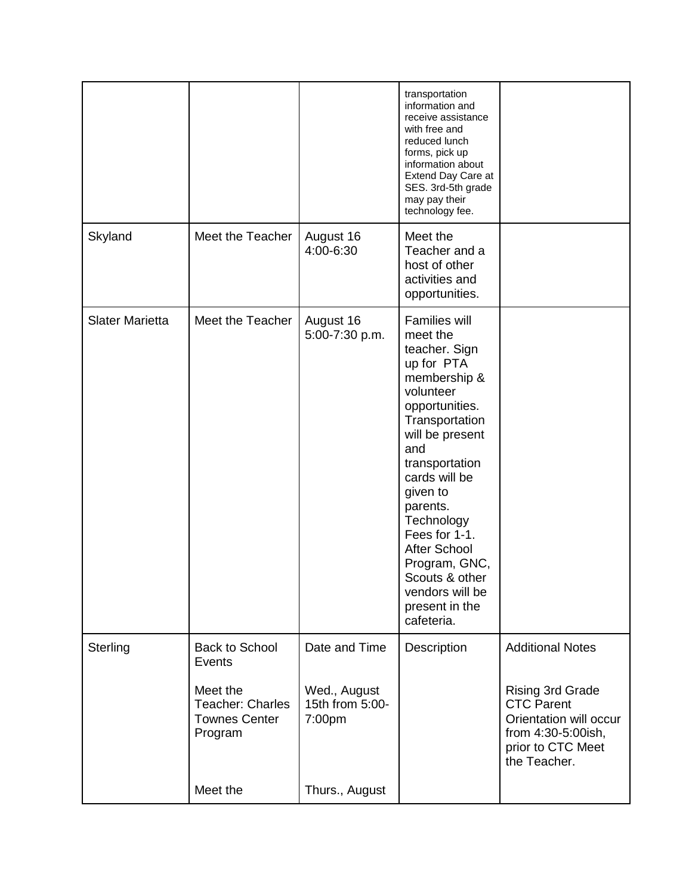| | | | | |
|---|---|---|---|---|
| | | | transportation information and receive assistance with free and reduced lunch forms, pick up information about Extend Day Care at SES. 3rd-5th grade may pay their technology fee. | |
| Skyland | Meet the Teacher | August 16 4:00-6:30 | Meet the Teacher and a host of other activities and opportunities. | |
| Slater Marietta | Meet the Teacher | August 16 5:00-7:30 p.m. | Families will meet the teacher. Sign up for PTA membership & volunteer opportunities. Transportation will be present and transportation cards will be given to parents. Technology Fees for 1-1. After School Program, GNC, Scouts & other vendors will be present in the cafeteria. | |
| Sterling | Back to School Events<br><br>Meet the Teacher: Charles Townes Center Program<br><br>Meet the | Date and Time<br><br>Wed., August 15th from 5:00-7:00pm<br><br>Thurs., August | Description | Additional Notes<br><br>Rising 3rd Grade CTC Parent Orientation will occur from 4:30-5:00ish, prior to CTC Meet the Teacher. |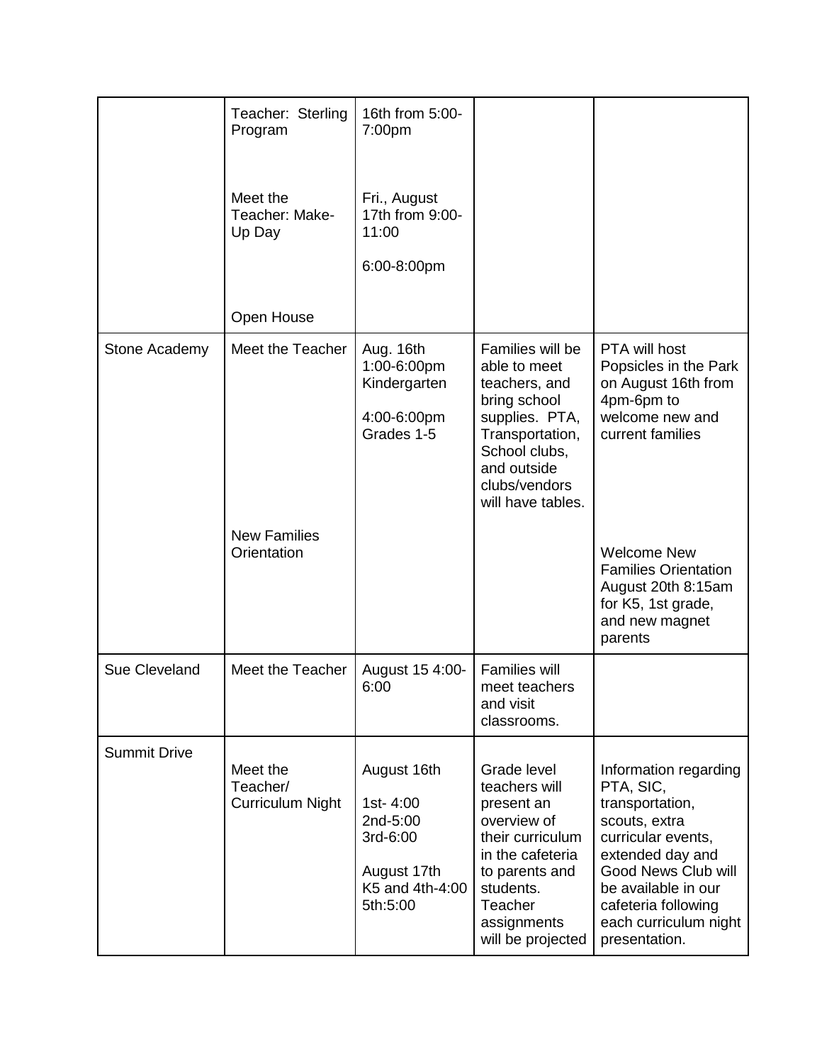| | | | | |
|---|---|---|---|---|
| | Teacher: Sterling Program<br><br>Meet the Teacher: Make-Up Day<br><br>Open House | 16th from 5:00-7:00pm<br><br>Fri., August 17th from 9:00-11:00<br><br>6:00-8:00pm | | |
| Stone Academy | Meet the Teacher<br><br>New Families Orientation | Aug. 16th 1:00-6:00pm Kindergarten<br><br>4:00-6:00pm Grades 1-5 | Families will be able to meet teachers, and bring school supplies. PTA, Transportation, School clubs, and outside clubs/vendors will have tables. | PTA will host Popsicles in the Park on August 16th from 4pm-6pm to welcome new and current families<br><br>Welcome New Families Orientation August 20th 8:15am for K5, 1st grade, and new magnet parents |
| Sue Cleveland | Meet the Teacher | August 15 4:00-6:00 | Families will meet teachers and visit classrooms. | |
| Summit Drive | Meet the Teacher/ Curriculum Night | August 16th<br><br>1st- 4:00<br>2nd-5:00<br>3rd-6:00<br><br>August 17th<br>K5 and 4th-4:00<br>5th:5:00 | Grade level teachers will present an overview of their curriculum in the cafeteria to parents and students. Teacher assignments will be projected | Information regarding PTA, SIC, transportation, scouts, extra curricular events, extended day and Good News Club will be available in our cafeteria following each curriculum night presentation. |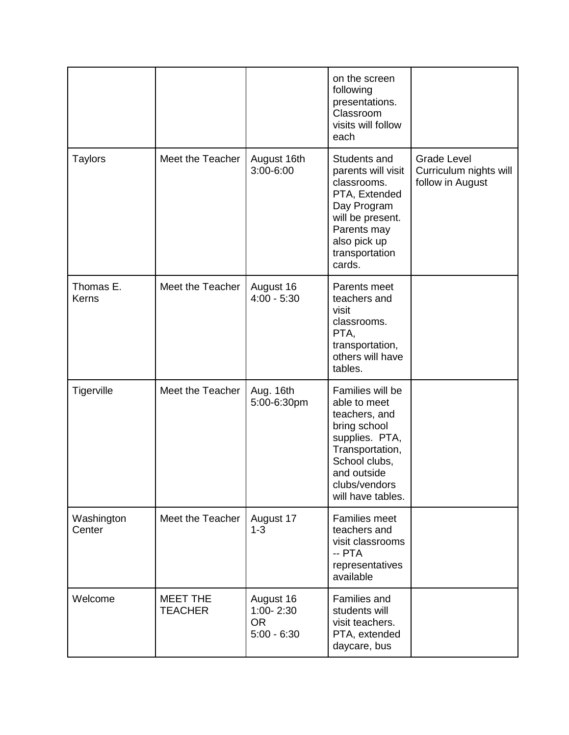| | | | | |
|---|---|---|---|---|
| | | | on the screen following presentations. Classroom visits will follow each | |
| Taylors | Meet the Teacher | August 16th 3:00-6:00 | Students and parents will visit classrooms. PTA, Extended Day Program will be present. Parents may also pick up transportation cards. | Grade Level Curriculum nights will follow in August |
| Thomas E. Kerns | Meet the Teacher | August 16 4:00 - 5:30 | Parents meet teachers and visit classrooms. PTA, transportation, others will have tables. | |
| Tigerville | Meet the Teacher | Aug. 16th 5:00-6:30pm | Families will be able to meet teachers, and bring school supplies. PTA, Transportation, School clubs, and outside clubs/vendors will have tables. | |
| Washington Center | Meet the Teacher | August 17 1-3 | Families meet teachers and visit classrooms -- PTA representatives available | |
| Welcome | MEET THE TEACHER | August 16 1:00- 2:30 OR 5:00 - 6:30 | Families and students will visit teachers. PTA, extended daycare, bus | |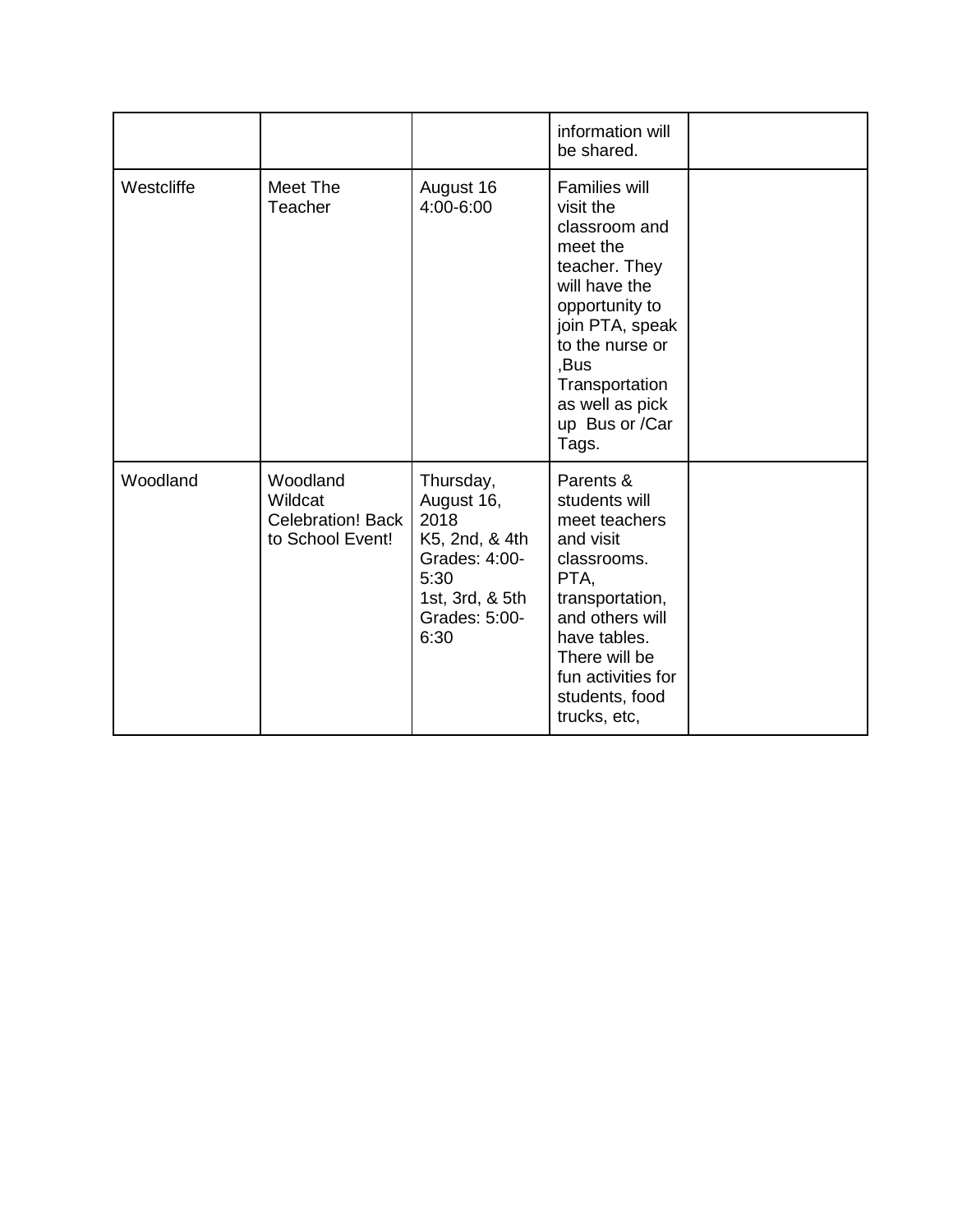| | | | | |
|---|---|---|---|---|
| | | | information will be shared. | |
| Westcliffe | Meet The Teacher | August 16 4:00-6:00 | Families will visit the classroom and meet the teacher. They will have the opportunity to join PTA, speak to the nurse or ,Bus Transportation as well as pick up Bus or /Car Tags. | |
| Woodland | Woodland Wildcat Celebration! Back to School Event! | Thursday, August 16, 2018<br>K5, 2nd, & 4th Grades: 4:00-5:30<br>1st, 3rd, & 5th Grades: 5:00-6:30 | Parents & students will meet teachers and visit classrooms. PTA, transportation, and others will have tables. There will be fun activities for students, food trucks, etc, | |